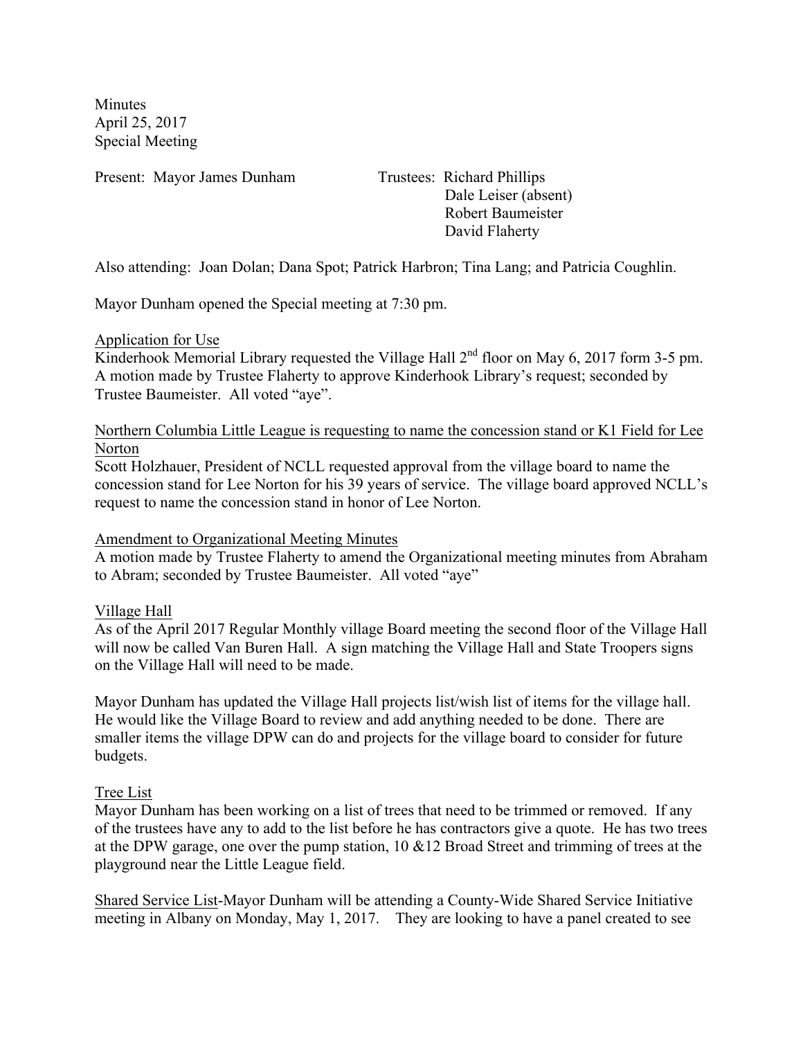Minutes
April 25, 2017
Special Meeting

Present: Mayor James Dunham

Trustees: Richard Phillips
Dale Leiser (absent)
Robert Baumeister
David Flaherty

Also attending: Joan Dolan; Dana Spot; Patrick Harbron; Tina Lang; and Patricia Coughlin.

Mayor Dunham opened the Special meeting at 7:30 pm.

Application for Use

Kinderhook Memorial Library requested the Village Hall 2nd floor on May 6, 2017 form 3-5 pm. A motion made by Trustee Flaherty to approve Kinderhook Library's request; seconded by Trustee Baumeister. All voted "aye".

Northern Columbia Little League is requesting to name the concession stand or K1 Field for Lee Norton

Scott Holzhauer, President of NCLL requested approval from the village board to name the concession stand for Lee Norton for his 39 years of service. The village board approved NCLL's request to name the concession stand in honor of Lee Norton.

Amendment to Organizational Meeting Minutes

A motion made by Trustee Flaherty to amend the Organizational meeting minutes from Abraham to Abram; seconded by Trustee Baumeister. All voted "aye"

Village Hall

As of the April 2017 Regular Monthly village Board meeting the second floor of the Village Hall will now be called Van Buren Hall. A sign matching the Village Hall and State Troopers signs on the Village Hall will need to be made.

Mayor Dunham has updated the Village Hall projects list/wish list of items for the village hall. He would like the Village Board to review and add anything needed to be done. There are smaller items the village DPW can do and projects for the village board to consider for future budgets.

Tree List

Mayor Dunham has been working on a list of trees that need to be trimmed or removed. If any of the trustees have any to add to the list before he has contractors give a quote. He has two trees at the DPW garage, one over the pump station, 10 &12 Broad Street and trimming of trees at the playground near the Little League field.

Shared Service List-Mayor Dunham will be attending a County-Wide Shared Service Initiative meeting in Albany on Monday, May 1, 2017. They are looking to have a panel created to see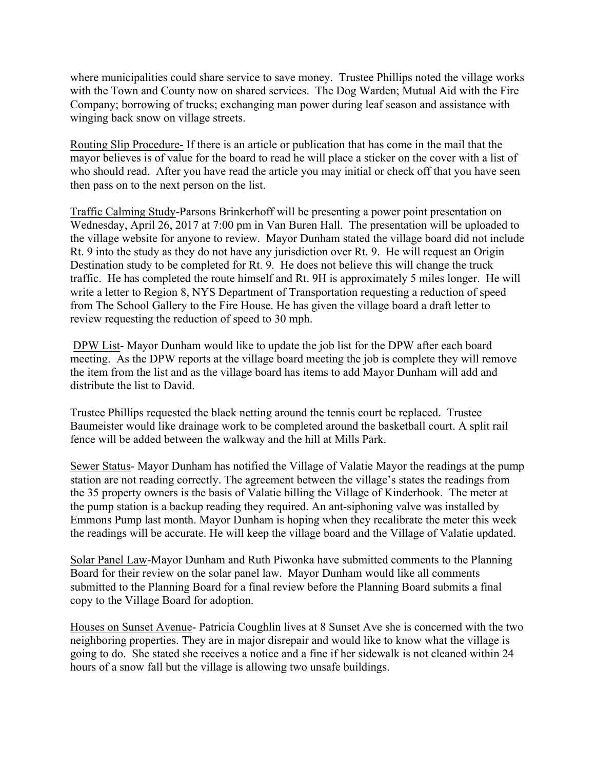where municipalities could share service to save money. Trustee Phillips noted the village works with the Town and County now on shared services. The Dog Warden; Mutual Aid with the Fire Company; borrowing of trucks; exchanging man power during leaf season and assistance with winging back snow on village streets.

<u>Routing Slip Procedure-</u> If there is an article or publication that has come in the mail that the mayor believes is of value for the board to read he will place a sticker on the cover with a list of who should read. After you have read the article you may initial or check off that you have seen then pass on to the next person on the list.

<u>Traffic Calming Study</u>-Parsons Brinkerhoff will be presenting a power point presentation on Wednesday, April 26, 2017 at 7:00 pm in Van Buren Hall. The presentation will be uploaded to the village website for anyone to review. Mayor Dunham stated the village board did not include Rt. 9 into the study as they do not have any jurisdiction over Rt. 9. He will request an Origin Destination study to be completed for Rt. 9. He does not believe this will change the truck traffic. He has completed the route himself and Rt. 9H is approximately 5 miles longer. He will write a letter to Region 8, NYS Department of Transportation requesting a reduction of speed from The School Gallery to the Fire House. He has given the village board a draft letter to review requesting the reduction of speed to 30 mph.

<u>DPW List</u>- Mayor Dunham would like to update the job list for the DPW after each board meeting. As the DPW reports at the village board meeting the job is complete they will remove the item from the list and as the village board has items to add Mayor Dunham will add and distribute the list to David.

Trustee Phillips requested the black netting around the tennis court be replaced. Trustee Baumeister would like drainage work to be completed around the basketball court. A split rail fence will be added between the walkway and the hill at Mills Park.

<u>Sewer Status</u>- Mayor Dunham has notified the Village of Valatie Mayor the readings at the pump station are not reading correctly. The agreement between the village's states the readings from the 35 property owners is the basis of Valatie billing the Village of Kinderhook. The meter at the pump station is a backup reading they required. An ant-siphoning valve was installed by Emmons Pump last month. Mayor Dunham is hoping when they recalibrate the meter this week the readings will be accurate. He will keep the village board and the Village of Valatie updated.

<u>Solar Panel Law</u>-Mayor Dunham and Ruth Piwonka have submitted comments to the Planning Board for their review on the solar panel law. Mayor Dunham would like all comments submitted to the Planning Board for a final review before the Planning Board submits a final copy to the Village Board for adoption.

<u>Houses on Sunset Avenue</u>- Patricia Coughlin lives at 8 Sunset Ave she is concerned with the two neighboring properties. They are in major disrepair and would like to know what the village is going to do. She stated she receives a notice and a fine if her sidewalk is not cleaned within 24 hours of a snow fall but the village is allowing two unsafe buildings.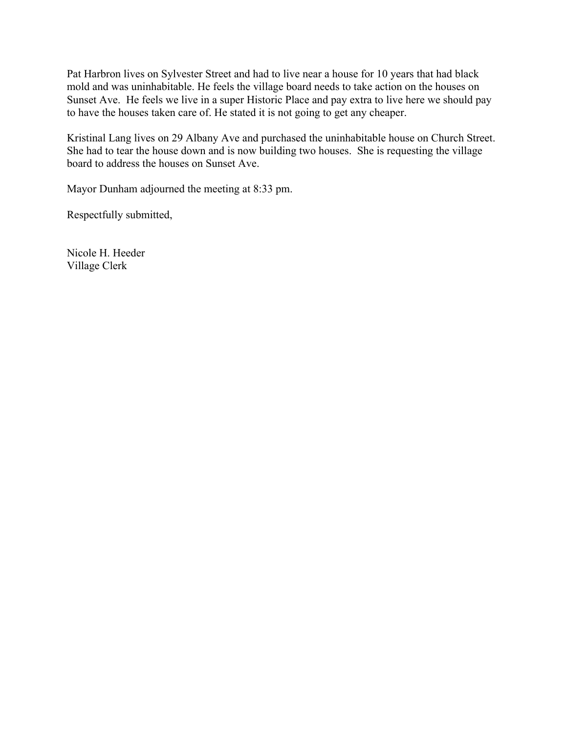Pat Harbron lives on Sylvester Street and had to live near a house for 10 years that had black mold and was uninhabitable. He feels the village board needs to take action on the houses on Sunset Ave. He feels we live in a super Historic Place and pay extra to live here we should pay to have the houses taken care of. He stated it is not going to get any cheaper.

Kristinal Lang lives on 29 Albany Ave and purchased the uninhabitable house on Church Street. She had to tear the house down and is now building two houses. She is requesting the village board to address the houses on Sunset Ave.

Mayor Dunham adjourned the meeting at 8:33 pm.

Respectfully submitted,

Nicole H. Heeder
Village Clerk